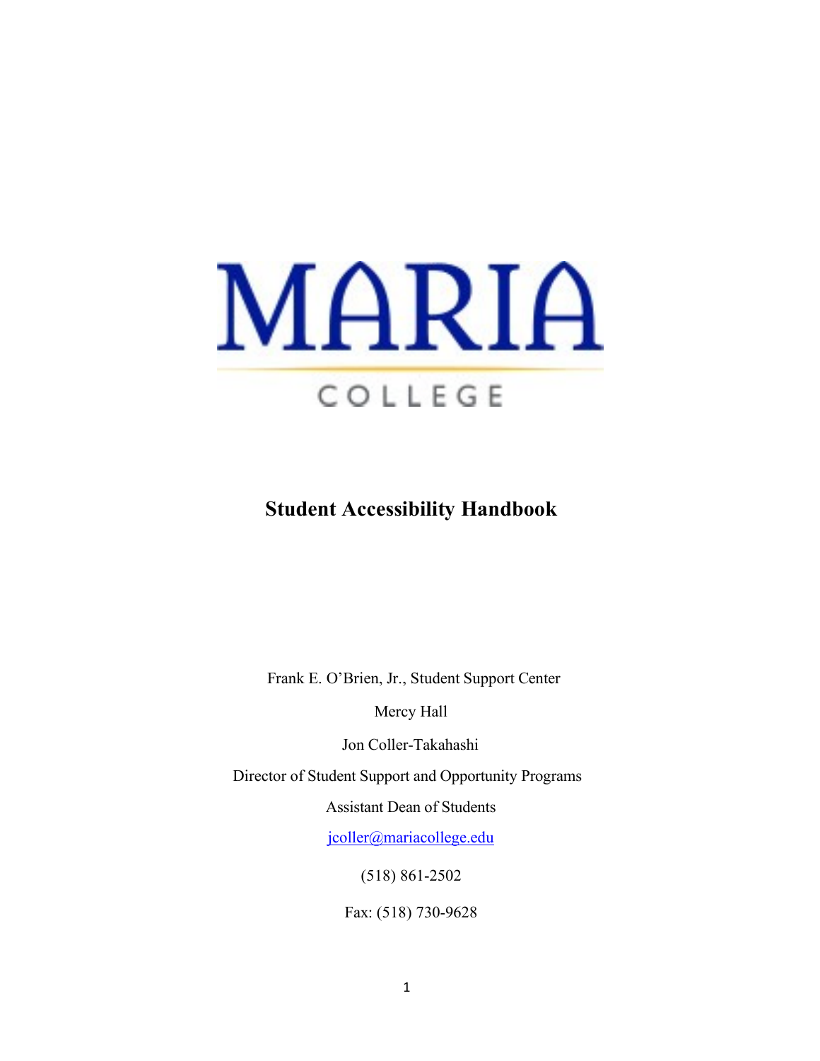MARIA

COLLEGE

# Student Accessibility Handbook

Frank E. O'Brien, Jr., Student Support Center

Mercy Hall

Jon Coller-Takahashi

Director of Student Support and Opportunity Programs

Assistant Dean of Students

jcoller@mariacollege.edu

(518) 861-2502

Fax: (518) 730-9628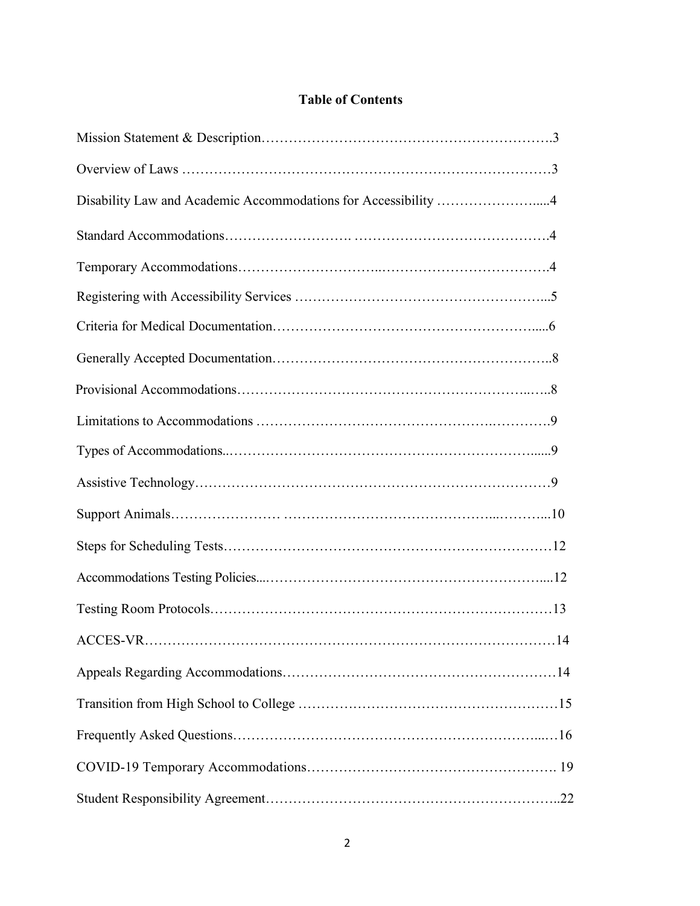## Table of Contents

Mission Statement & Description……………………………………………………….3

Overview of Laws ……………………………………………………………………3

Disability Law and Academic Accommodations for Accessibility …………………....4

Standard Accommodations……………………. …………………………………….4

Temporary Accommodations………………………..……………………………….4

Registering with Accessibility Services ……………………………………………...5

Criteria for Medical Documentation………………………………………………....6

Generally Accepted Documentation…………………………………………………..8

Provisional Accommodations…………………………………………………..…..8

Limitations to Accommodations …………………………………………….………….9

Types of Accommodations..……………………………………………………….....9

Assistive Technology…………………………………………………………………9

Support Animals…………………. ………………………………………...………...10

Steps for Scheduling Tests………………………………………………………….…12

Accommodations Testing Policies...……………………………………………………....12

Testing Room Protocols………………………………………………………………13

ACCES-VR………………………………………………………………….……………14

Appeals Regarding Accommodations……………………………………………………14

Transition from High School to College ……….………………………….……………15

Frequently Asked Questions……………………………………………………...…16

COVID-19 Temporary Accommodations……………………………….……………. 19

Student Responsibility Agreement……………………………………………………..22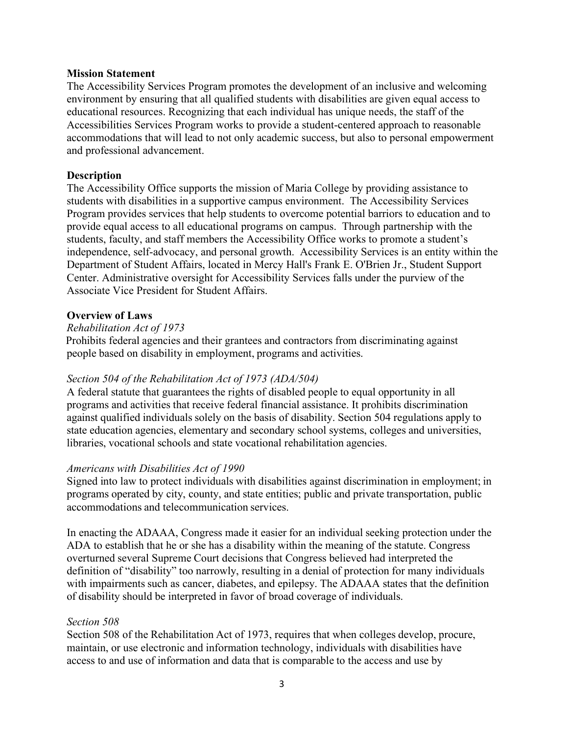**Mission Statement**

The Accessibility Services Program promotes the development of an inclusive and welcoming environment by ensuring that all qualified students with disabilities are given equal access to educational resources. Recognizing that each individual has unique needs, the staff of the Accessibilities Services Program works to provide a student-centered approach to reasonable accommodations that will lead to not only academic success, but also to personal empowerment and professional advancement.

**Description**

The Accessibility Office supports the mission of Maria College by providing assistance to students with disabilities in a supportive campus environment. The Accessibility Services Program provides services that help students to overcome potential barriers to education and to provide equal access to all educational programs on campus. Through partnership with the students, faculty, and staff members the Accessibility Office works to promote a student's independence, self-advocacy, and personal growth. Accessibility Services is an entity within the Department of Student Affairs, located in Mercy Hall's Frank E. O'Brien Jr., Student Support Center. Administrative oversight for Accessibility Services falls under the purview of the Associate Vice President for Student Affairs.

**Overview of Laws**

*Rehabilitation Act of 1973*

Prohibits federal agencies and their grantees and contractors from discriminating against people based on disability in employment, programs and activities.

*Section 504 of the Rehabilitation Act of 1973 (ADA/504)*

A federal statute that guarantees the rights of disabled people to equal opportunity in all programs and activities that receive federal financial assistance. It prohibits discrimination against qualified individuals solely on the basis of disability. Section 504 regulations apply to state education agencies, elementary and secondary school systems, colleges and universities, libraries, vocational schools and state vocational rehabilitation agencies.

*Americans with Disabilities Act of 1990*

Signed into law to protect individuals with disabilities against discrimination in employment; in programs operated by city, county, and state entities; public and private transportation, public accommodations and telecommunication services.

In enacting the ADAAA, Congress made it easier for an individual seeking protection under the ADA to establish that he or she has a disability within the meaning of the statute. Congress overturned several Supreme Court decisions that Congress believed had interpreted the definition of "disability" too narrowly, resulting in a denial of protection for many individuals with impairments such as cancer, diabetes, and epilepsy. The ADAAA states that the definition of disability should be interpreted in favor of broad coverage of individuals.

*Section 508*

Section 508 of the Rehabilitation Act of 1973, requires that when colleges develop, procure, maintain, or use electronic and information technology, individuals with disabilities have access to and use of information and data that is comparable to the access and use by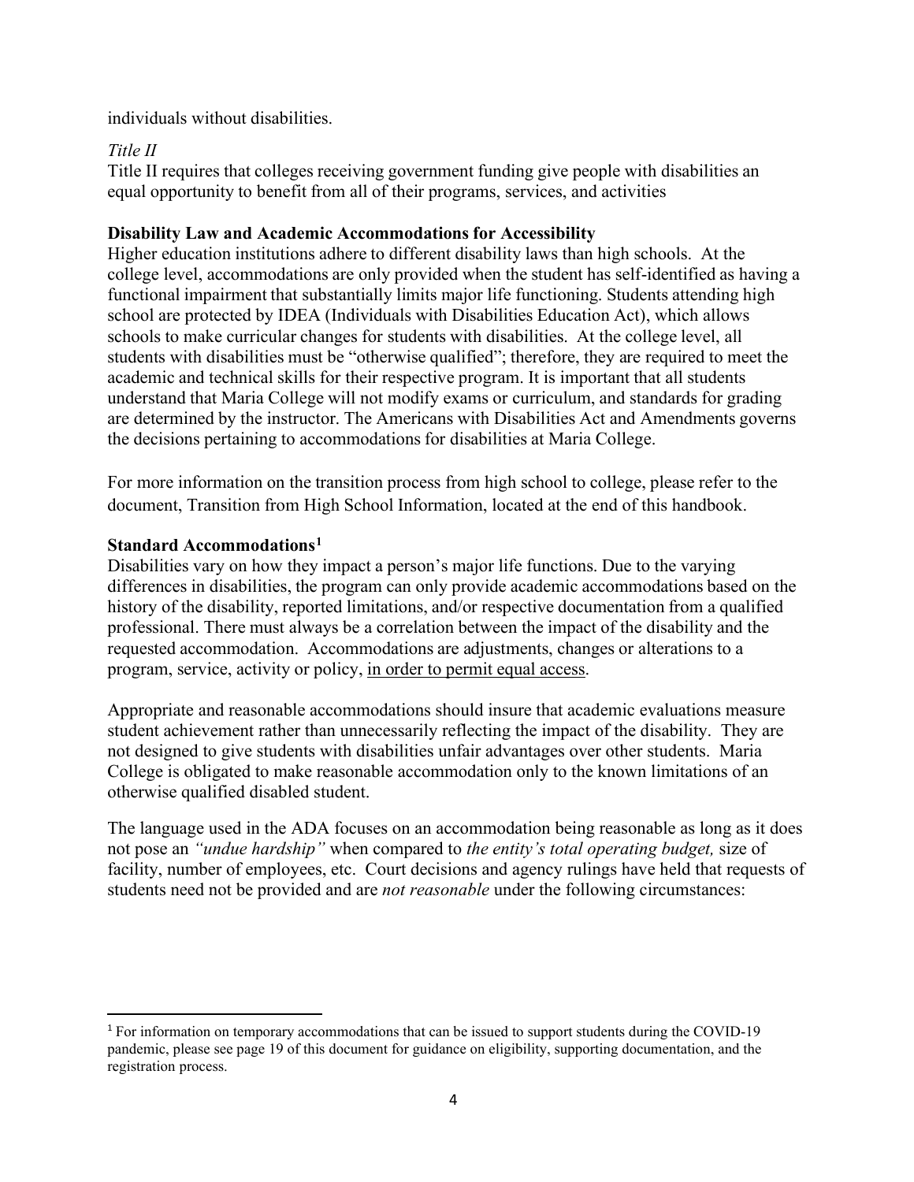individuals without disabilities.

*Title II*

Title II requires that colleges receiving government funding give people with disabilities an equal opportunity to benefit from all of their programs, services, and activities

**Disability Law and Academic Accommodations for Accessibility**

Higher education institutions adhere to different disability laws than high schools. At the college level, accommodations are only provided when the student has self-identified as having a functional impairment that substantially limits major life functioning. Students attending high school are protected by IDEA (Individuals with Disabilities Education Act), which allows schools to make curricular changes for students with disabilities. At the college level, all students with disabilities must be "otherwise qualified"; therefore, they are required to meet the academic and technical skills for their respective program. It is important that all students understand that Maria College will not modify exams or curriculum, and standards for grading are determined by the instructor. The Americans with Disabilities Act and Amendments governs the decisions pertaining to accommodations for disabilities at Maria College.

For more information on the transition process from high school to college, please refer to the document, Transition from High School Information, located at the end of this handbook.

**Standard Accommodations**[1]

Disabilities vary on how they impact a person's major life functions. Due to the varying differences in disabilities, the program can only provide academic accommodations based on the history of the disability, reported limitations, and/or respective documentation from a qualified professional. There must always be a correlation between the impact of the disability and the requested accommodation. Accommodations are adjustments, changes or alterations to a program, service, activity or policy, <u>in order to permit equal access</u>.

Appropriate and reasonable accommodations should insure that academic evaluations measure student achievement rather than unnecessarily reflecting the impact of the disability. They are not designed to give students with disabilities unfair advantages over other students. Maria College is obligated to make reasonable accommodation only to the known limitations of an otherwise qualified disabled student.

The language used in the ADA focuses on an accommodation being reasonable as long as it does not pose an *"undue hardship"* when compared to *the entity's total operating budget,* size of facility, number of employees, etc. Court decisions and agency rulings have held that requests of students need not be provided and are *not reasonable* under the following circumstances:

[1] For information on temporary accommodations that can be issued to support students during the COVID-19 pandemic, please see page 19 of this document for guidance on eligibility, supporting documentation, and the registration process.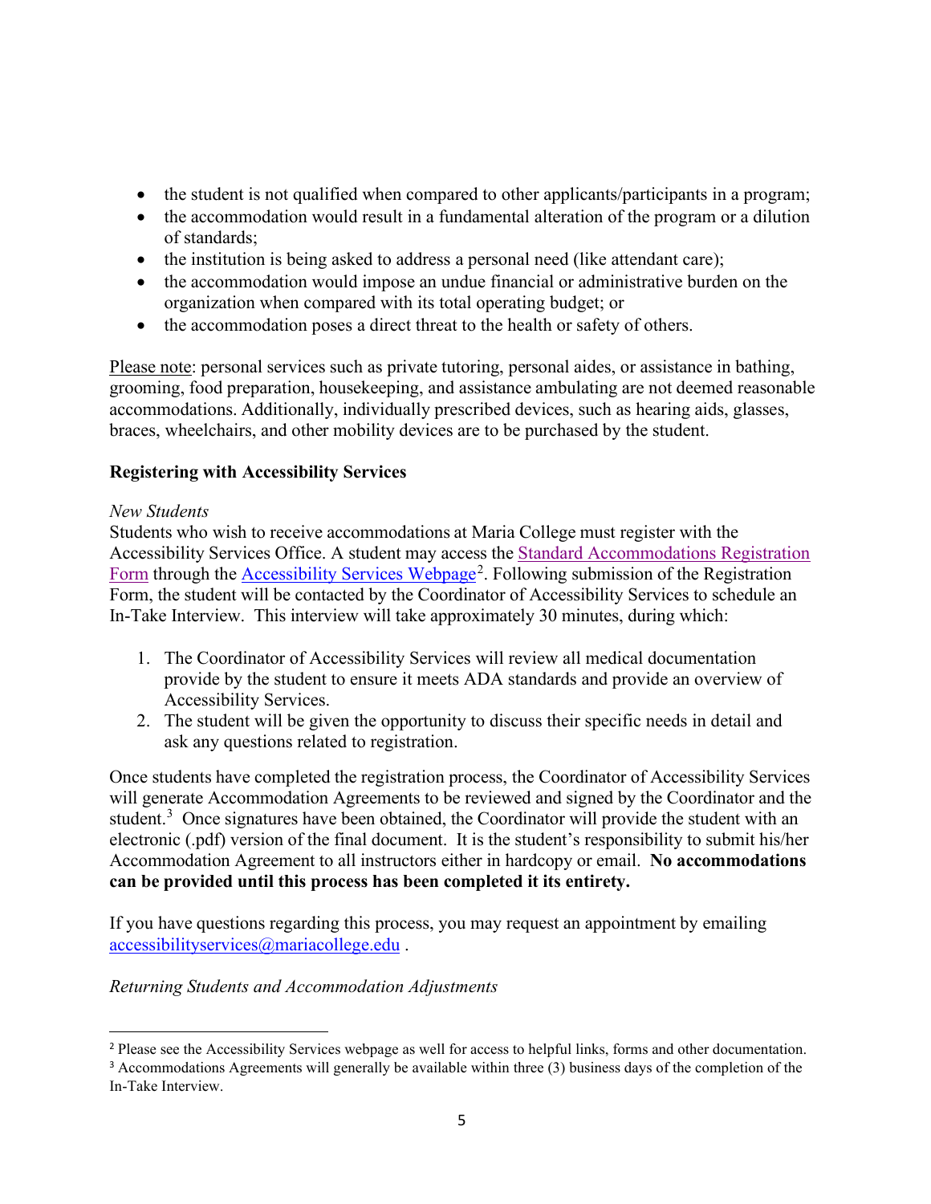- the student is not qualified when compared to other applicants/participants in a program;
- the accommodation would result in a fundamental alteration of the program or a dilution of standards;
- the institution is being asked to address a personal need (like attendant care);
- the accommodation would impose an undue financial or administrative burden on the organization when compared with its total operating budget; or
- the accommodation poses a direct threat to the health or safety of others.

Please note: personal services such as private tutoring, personal aides, or assistance in bathing, grooming, food preparation, housekeeping, and assistance ambulating are not deemed reasonable accommodations. Additionally, individually prescribed devices, such as hearing aids, glasses, braces, wheelchairs, and other mobility devices are to be purchased by the student.

**Registering with Accessibility Services**

*New Students*

Students who wish to receive accommodations at Maria College must register with the Accessibility Services Office. A student may access the Standard Accommodations Registration Form through the Accessibility Services Webpage[2]. Following submission of the Registration Form, the student will be contacted by the Coordinator of Accessibility Services to schedule an In-Take Interview. This interview will take approximately 30 minutes, during which:

1. The Coordinator of Accessibility Services will review all medical documentation provide by the student to ensure it meets ADA standards and provide an overview of Accessibility Services.
2. The student will be given the opportunity to discuss their specific needs in detail and ask any questions related to registration.

Once students have completed the registration process, the Coordinator of Accessibility Services will generate Accommodation Agreements to be reviewed and signed by the Coordinator and the student.[3] Once signatures have been obtained, the Coordinator will provide the student with an electronic (.pdf) version of the final document. It is the student's responsibility to submit his/her Accommodation Agreement to all instructors either in hardcopy or email. **No accommodations can be provided until this process has been completed it its entirety.**

If you have questions regarding this process, you may request an appointment by emailing accessibilityservices@mariacollege.edu .

*Returning Students and Accommodation Adjustments*

---

[2] Please see the Accessibility Services webpage as well for access to helpful links, forms and other documentation.

[3] Accommodations Agreements will generally be available within three (3) business days of the completion of the In-Take Interview.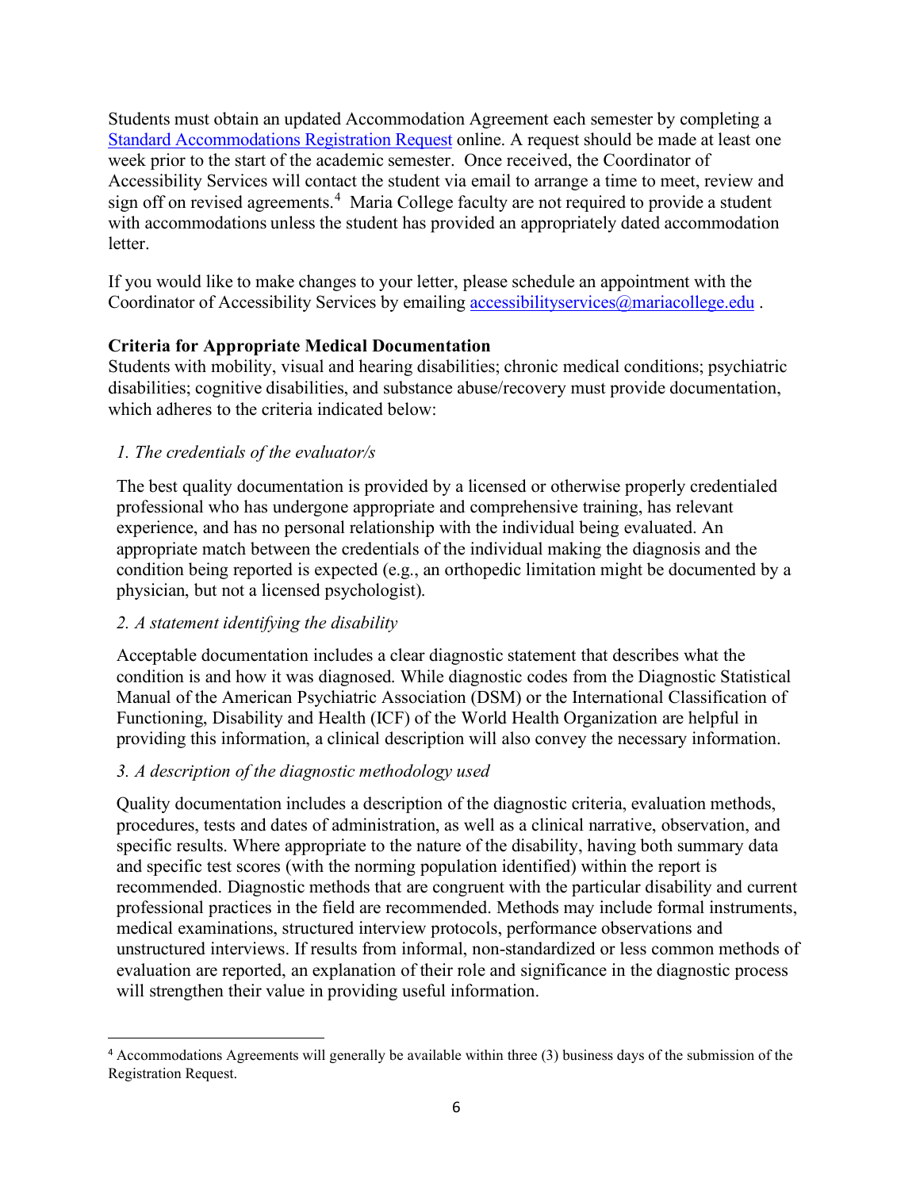Students must obtain an updated Accommodation Agreement each semester by completing a Standard Accommodations Registration Request online. A request should be made at least one week prior to the start of the academic semester. Once received, the Coordinator of Accessibility Services will contact the student via email to arrange a time to meet, review and sign off on revised agreements.[4] Maria College faculty are not required to provide a student with accommodations unless the student has provided an appropriately dated accommodation letter.

If you would like to make changes to your letter, please schedule an appointment with the Coordinator of Accessibility Services by emailing accessibilityservices@mariacollege.edu .

**Criteria for Appropriate Medical Documentation**

Students with mobility, visual and hearing disabilities; chronic medical conditions; psychiatric disabilities; cognitive disabilities, and substance abuse/recovery must provide documentation, which adheres to the criteria indicated below:

*1. The credentials of the evaluator/s*

The best quality documentation is provided by a licensed or otherwise properly credentialed professional who has undergone appropriate and comprehensive training, has relevant experience, and has no personal relationship with the individual being evaluated. An appropriate match between the credentials of the individual making the diagnosis and the condition being reported is expected (e.g., an orthopedic limitation might be documented by a physician, but not a licensed psychologist).

*2. A statement identifying the disability*

Acceptable documentation includes a clear diagnostic statement that describes what the condition is and how it was diagnosed. While diagnostic codes from the Diagnostic Statistical Manual of the American Psychiatric Association (DSM) or the International Classification of Functioning, Disability and Health (ICF) of the World Health Organization are helpful in providing this information, a clinical description will also convey the necessary information.

*3. A description of the diagnostic methodology used*

Quality documentation includes a description of the diagnostic criteria, evaluation methods, procedures, tests and dates of administration, as well as a clinical narrative, observation, and specific results. Where appropriate to the nature of the disability, having both summary data and specific test scores (with the norming population identified) within the report is recommended. Diagnostic methods that are congruent with the particular disability and current professional practices in the field are recommended. Methods may include formal instruments, medical examinations, structured interview protocols, performance observations and unstructured interviews. If results from informal, non-standardized or less common methods of evaluation are reported, an explanation of their role and significance in the diagnostic process will strengthen their value in providing useful information.

---

[4] Accommodations Agreements will generally be available within three (3) business days of the submission of the Registration Request.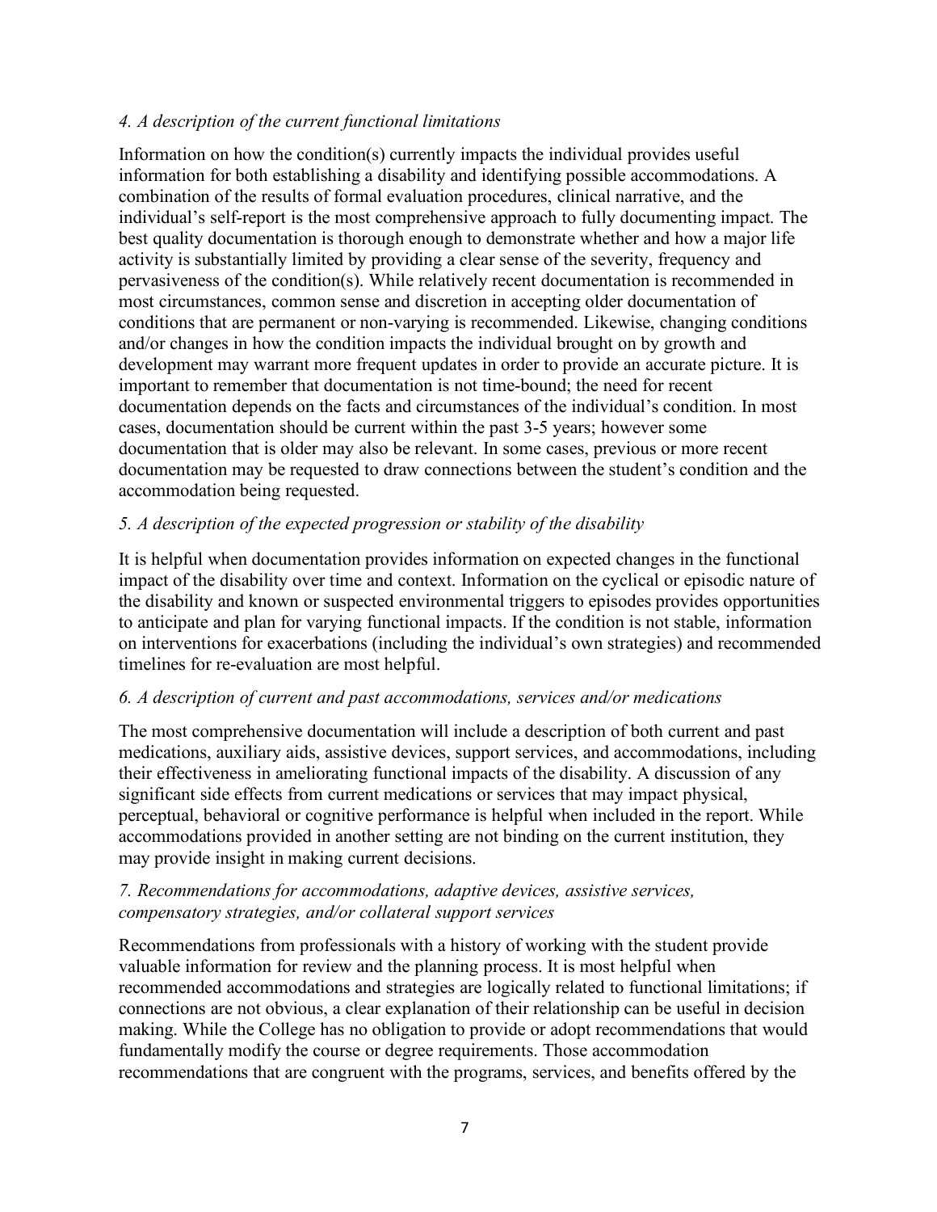*4. A description of the current functional limitations*

Information on how the condition(s) currently impacts the individual provides useful information for both establishing a disability and identifying possible accommodations. A combination of the results of formal evaluation procedures, clinical narrative, and the individual's self-report is the most comprehensive approach to fully documenting impact. The best quality documentation is thorough enough to demonstrate whether and how a major life activity is substantially limited by providing a clear sense of the severity, frequency and pervasiveness of the condition(s). While relatively recent documentation is recommended in most circumstances, common sense and discretion in accepting older documentation of conditions that are permanent or non-varying is recommended. Likewise, changing conditions and/or changes in how the condition impacts the individual brought on by growth and development may warrant more frequent updates in order to provide an accurate picture. It is important to remember that documentation is not time-bound; the need for recent documentation depends on the facts and circumstances of the individual's condition. In most cases, documentation should be current within the past 3-5 years; however some documentation that is older may also be relevant. In some cases, previous or more recent documentation may be requested to draw connections between the student's condition and the accommodation being requested.

*5. A description of the expected progression or stability of the disability*

It is helpful when documentation provides information on expected changes in the functional impact of the disability over time and context. Information on the cyclical or episodic nature of the disability and known or suspected environmental triggers to episodes provides opportunities to anticipate and plan for varying functional impacts. If the condition is not stable, information on interventions for exacerbations (including the individual's own strategies) and recommended timelines for re-evaluation are most helpful.

*6. A description of current and past accommodations, services and/or medications*

The most comprehensive documentation will include a description of both current and past medications, auxiliary aids, assistive devices, support services, and accommodations, including their effectiveness in ameliorating functional impacts of the disability. A discussion of any significant side effects from current medications or services that may impact physical, perceptual, behavioral or cognitive performance is helpful when included in the report. While accommodations provided in another setting are not binding on the current institution, they may provide insight in making current decisions.

*7. Recommendations for accommodations, adaptive devices, assistive services, compensatory strategies, and/or collateral support services*

Recommendations from professionals with a history of working with the student provide valuable information for review and the planning process. It is most helpful when recommended accommodations and strategies are logically related to functional limitations; if connections are not obvious, a clear explanation of their relationship can be useful in decision making. While the College has no obligation to provide or adopt recommendations that would fundamentally modify the course or degree requirements. Those accommodation recommendations that are congruent with the programs, services, and benefits offered by the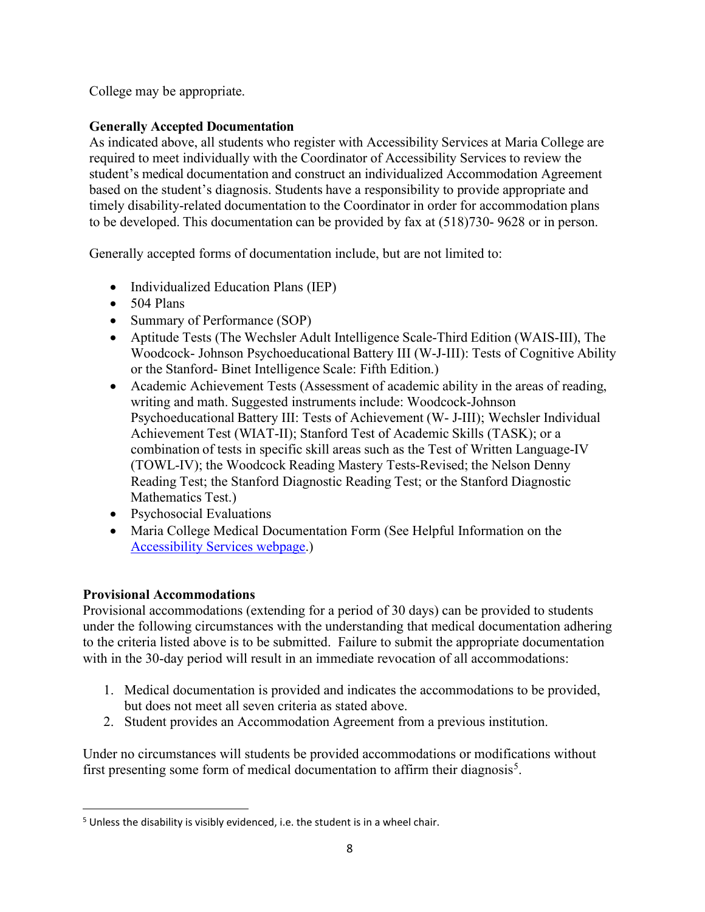College may be appropriate.

**Generally Accepted Documentation**

As indicated above, all students who register with Accessibility Services at Maria College are required to meet individually with the Coordinator of Accessibility Services to review the student's medical documentation and construct an individualized Accommodation Agreement based on the student's diagnosis. Students have a responsibility to provide appropriate and timely disability-related documentation to the Coordinator in order for accommodation plans to be developed. This documentation can be provided by fax at (518)730- 9628 or in person.

Generally accepted forms of documentation include, but are not limited to:

- Individualized Education Plans (IEP)
- 504 Plans
- Summary of Performance (SOP)
- Aptitude Tests (The Wechsler Adult Intelligence Scale-Third Edition (WAIS-III), The Woodcock- Johnson Psychoeducational Battery III (W-J-III): Tests of Cognitive Ability or the Stanford- Binet Intelligence Scale: Fifth Edition.)
- Academic Achievement Tests (Assessment of academic ability in the areas of reading, writing and math. Suggested instruments include: Woodcock-Johnson Psychoeducational Battery III: Tests of Achievement (W- J-III); Wechsler Individual Achievement Test (WIAT-II); Stanford Test of Academic Skills (TASK); or a combination of tests in specific skill areas such as the Test of Written Language-IV (TOWL-IV); the Woodcock Reading Mastery Tests-Revised; the Nelson Denny Reading Test; the Stanford Diagnostic Reading Test; or the Stanford Diagnostic Mathematics Test.)
- Psychosocial Evaluations
- Maria College Medical Documentation Form (See Helpful Information on the [Accessibility Services webpage](#).)

**Provisional Accommodations**

Provisional accommodations (extending for a period of 30 days) can be provided to students under the following circumstances with the understanding that medical documentation adhering to the criteria listed above is to be submitted. Failure to submit the appropriate documentation with in the 30-day period will result in an immediate revocation of all accommodations:

1. Medical documentation is provided and indicates the accommodations to be provided, but does not meet all seven criteria as stated above.
2. Student provides an Accommodation Agreement from a previous institution.

Under no circumstances will students be provided accommodations or modifications without first presenting some form of medical documentation to affirm their diagnosis[5].

[5] Unless the disability is visibly evidenced, i.e. the student is in a wheel chair.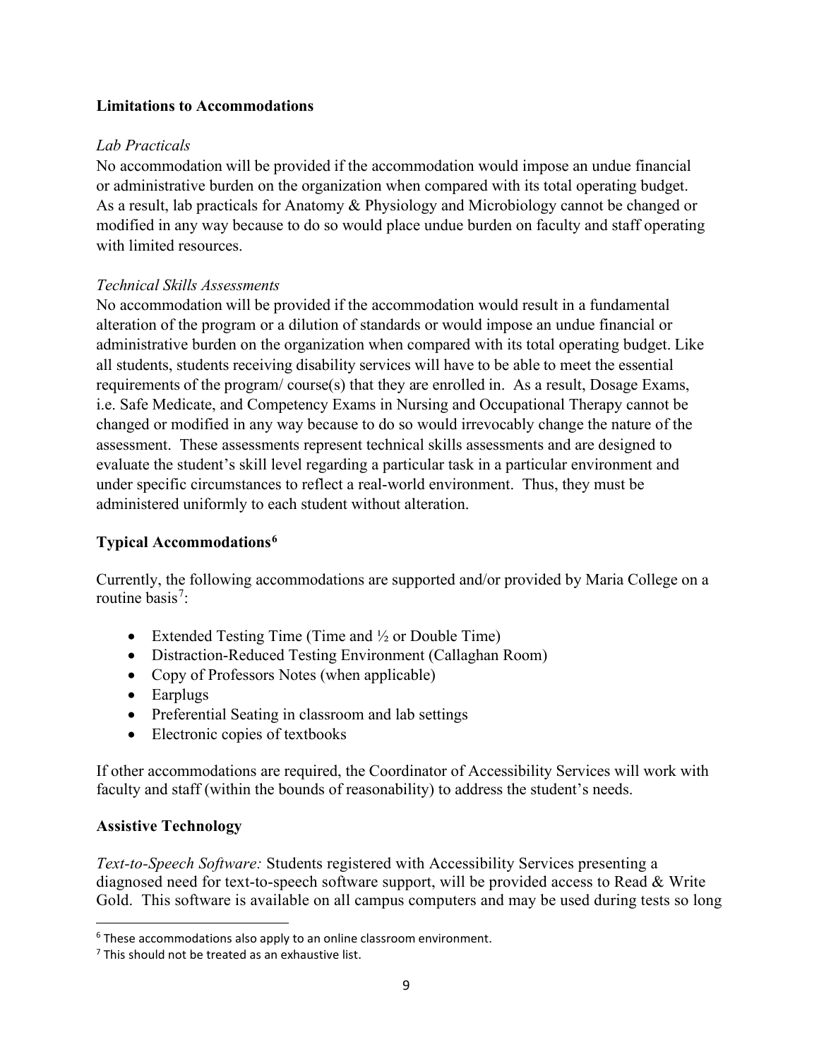## Limitations to Accommodations

*Lab Practicals*

No accommodation will be provided if the accommodation would impose an undue financial or administrative burden on the organization when compared with its total operating budget. As a result, lab practicals for Anatomy & Physiology and Microbiology cannot be changed or modified in any way because to do so would place undue burden on faculty and staff operating with limited resources.

*Technical Skills Assessments*

No accommodation will be provided if the accommodation would result in a fundamental alteration of the program or a dilution of standards or would impose an undue financial or administrative burden on the organization when compared with its total operating budget. Like all students, students receiving disability services will have to be able to meet the essential requirements of the program/ course(s) that they are enrolled in. As a result, Dosage Exams, i.e. Safe Medicate, and Competency Exams in Nursing and Occupational Therapy cannot be changed or modified in any way because to do so would irrevocably change the nature of the assessment. These assessments represent technical skills assessments and are designed to evaluate the student's skill level regarding a particular task in a particular environment and under specific circumstances to reflect a real-world environment. Thus, they must be administered uniformly to each student without alteration.

## Typical Accommodations[6]

Currently, the following accommodations are supported and/or provided by Maria College on a routine basis[7]:

- Extended Testing Time (Time and ½ or Double Time)
- Distraction-Reduced Testing Environment (Callaghan Room)
- Copy of Professors Notes (when applicable)
- Earplugs
- Preferential Seating in classroom and lab settings
- Electronic copies of textbooks

If other accommodations are required, the Coordinator of Accessibility Services will work with faculty and staff (within the bounds of reasonability) to address the student's needs.

## Assistive Technology

*Text-to-Speech Software:* Students registered with Accessibility Services presenting a diagnosed need for text-to-speech software support, will be provided access to Read & Write Gold. This software is available on all campus computers and may be used during tests so long

[6] These accommodations also apply to an online classroom environment.

[7] This should not be treated as an exhaustive list.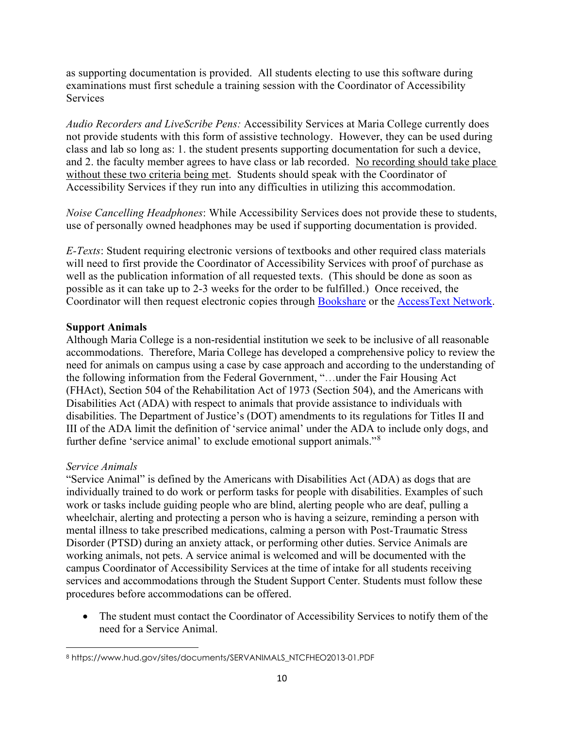as supporting documentation is provided. All students electing to use this software during examinations must first schedule a training session with the Coordinator of Accessibility Services

*Audio Recorders and LiveScribe Pens:* Accessibility Services at Maria College currently does not provide students with this form of assistive technology. However, they can be used during class and lab so long as: 1. the student presents supporting documentation for such a device, and 2. the faculty member agrees to have class or lab recorded. <u>No recording should take place without these two criteria being met</u>. Students should speak with the Coordinator of Accessibility Services if they run into any difficulties in utilizing this accommodation.

*Noise Cancelling Headphones*: While Accessibility Services does not provide these to students, use of personally owned headphones may be used if supporting documentation is provided.

*E-Texts*: Student requiring electronic versions of textbooks and other required class materials will need to first provide the Coordinator of Accessibility Services with proof of purchase as well as the publication information of all requested texts. (This should be done as soon as possible as it can take up to 2-3 weeks for the order to be fulfilled.) Once received, the Coordinator will then request electronic copies through [Bookshare](#) or the [AccessText Network](#).

**Support Animals**

Although Maria College is a non-residential institution we seek to be inclusive of all reasonable accommodations. Therefore, Maria College has developed a comprehensive policy to review the need for animals on campus using a case by case approach and according to the understanding of the following information from the Federal Government, "…under the Fair Housing Act (FHAct), Section 504 of the Rehabilitation Act of 1973 (Section 504), and the Americans with Disabilities Act (ADA) with respect to animals that provide assistance to individuals with disabilities. The Department of Justice's (DOT) amendments to its regulations for Titles II and III of the ADA limit the definition of 'service animal' under the ADA to include only dogs, and further define 'service animal' to exclude emotional support animals."[8]

*Service Animals*

"Service Animal" is defined by the Americans with Disabilities Act (ADA) as dogs that are individually trained to do work or perform tasks for people with disabilities. Examples of such work or tasks include guiding people who are blind, alerting people who are deaf, pulling a wheelchair, alerting and protecting a person who is having a seizure, reminding a person with mental illness to take prescribed medications, calming a person with Post-Traumatic Stress Disorder (PTSD) during an anxiety attack, or performing other duties. Service Animals are working animals, not pets. A service animal is welcomed and will be documented with the campus Coordinator of Accessibility Services at the time of intake for all students receiving services and accommodations through the Student Support Center. Students must follow these procedures before accommodations can be offered.

- The student must contact the Coordinator of Accessibility Services to notify them of the need for a Service Animal.

---

[8] https://www.hud.gov/sites/documents/SERVANIMALS_NTCFHEO2013-01.PDF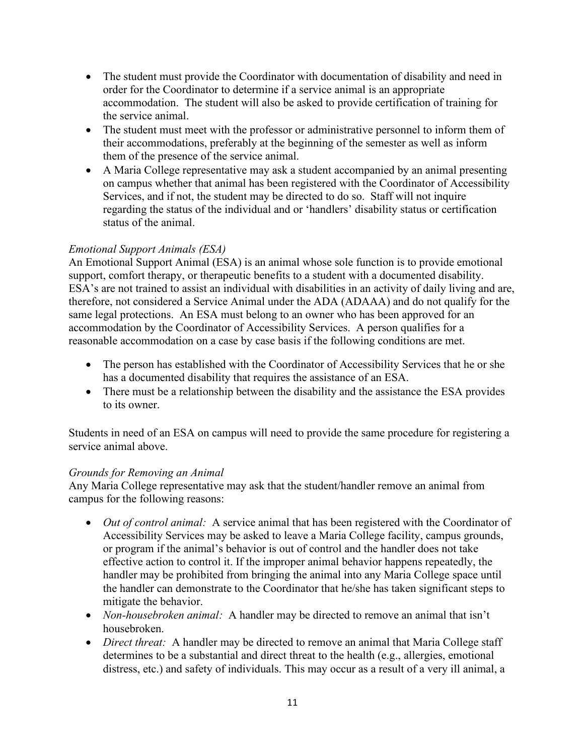- The student must provide the Coordinator with documentation of disability and need in order for the Coordinator to determine if a service animal is an appropriate accommodation. The student will also be asked to provide certification of training for the service animal.
- The student must meet with the professor or administrative personnel to inform them of their accommodations, preferably at the beginning of the semester as well as inform them of the presence of the service animal.
- A Maria College representative may ask a student accompanied by an animal presenting on campus whether that animal has been registered with the Coordinator of Accessibility Services, and if not, the student may be directed to do so. Staff will not inquire regarding the status of the individual and or 'handlers' disability status or certification status of the animal.

*Emotional Support Animals (ESA)*

An Emotional Support Animal (ESA) is an animal whose sole function is to provide emotional support, comfort therapy, or therapeutic benefits to a student with a documented disability. ESA's are not trained to assist an individual with disabilities in an activity of daily living and are, therefore, not considered a Service Animal under the ADA (ADAAA) and do not qualify for the same legal protections. An ESA must belong to an owner who has been approved for an accommodation by the Coordinator of Accessibility Services. A person qualifies for a reasonable accommodation on a case by case basis if the following conditions are met.

- The person has established with the Coordinator of Accessibility Services that he or she has a documented disability that requires the assistance of an ESA.
- There must be a relationship between the disability and the assistance the ESA provides to its owner.

Students in need of an ESA on campus will need to provide the same procedure for registering a service animal above.

*Grounds for Removing an Animal*

Any Maria College representative may ask that the student/handler remove an animal from campus for the following reasons:

- *Out of control animal:* A service animal that has been registered with the Coordinator of Accessibility Services may be asked to leave a Maria College facility, campus grounds, or program if the animal's behavior is out of control and the handler does not take effective action to control it. If the improper animal behavior happens repeatedly, the handler may be prohibited from bringing the animal into any Maria College space until the handler can demonstrate to the Coordinator that he/she has taken significant steps to mitigate the behavior.
- *Non-housebroken animal:* A handler may be directed to remove an animal that isn't housebroken.
- *Direct threat:* A handler may be directed to remove an animal that Maria College staff determines to be a substantial and direct threat to the health (e.g., allergies, emotional distress, etc.) and safety of individuals. This may occur as a result of a very ill animal, a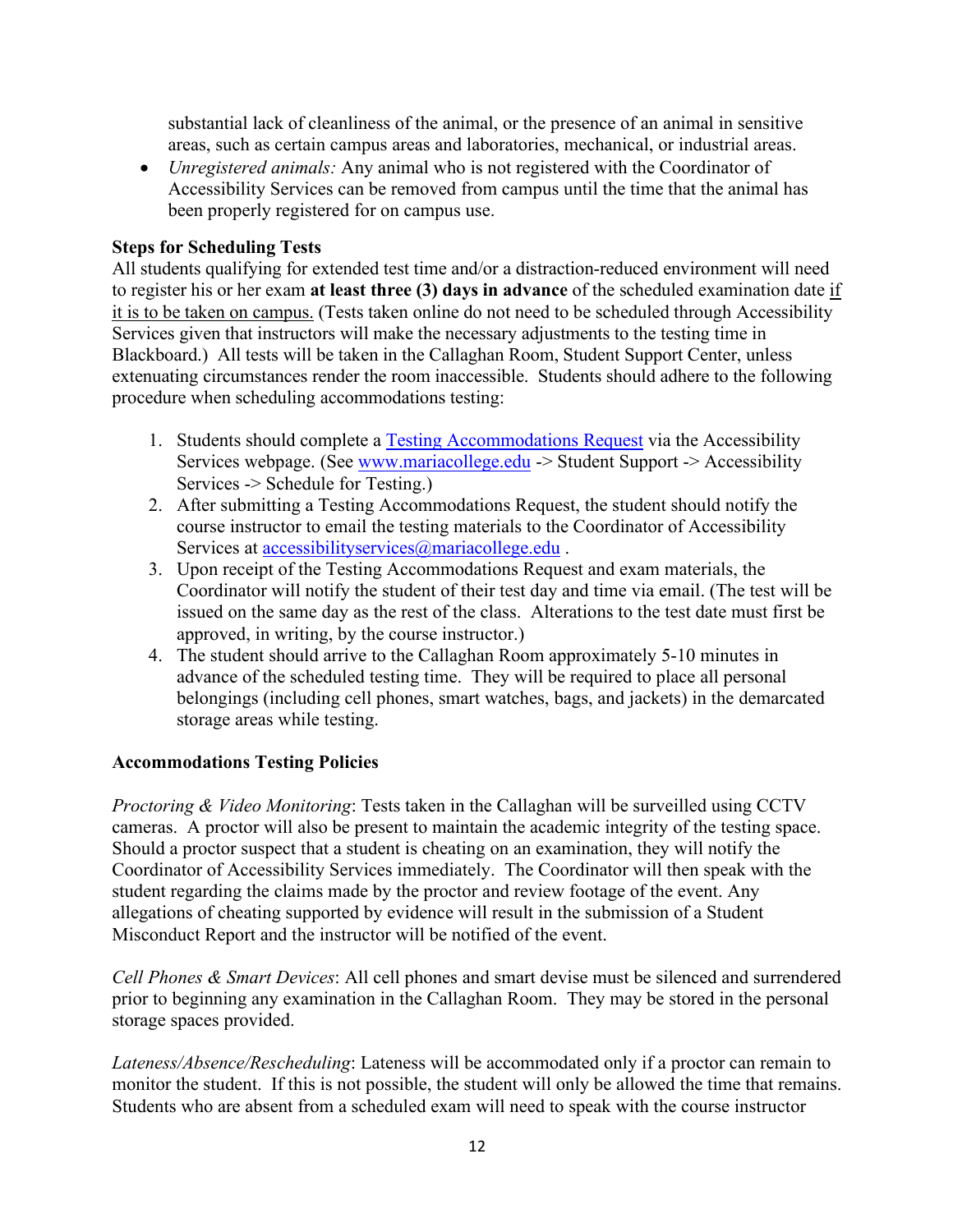substantial lack of cleanliness of the animal, or the presence of an animal in sensitive areas, such as certain campus areas and laboratories, mechanical, or industrial areas.

- *Unregistered animals:* Any animal who is not registered with the Coordinator of Accessibility Services can be removed from campus until the time that the animal has been properly registered for on campus use.

**Steps for Scheduling Tests**

All students qualifying for extended test time and/or a distraction-reduced environment will need to register his or her exam **at least three (3) days in advance** of the scheduled examination date <u>if it is to be taken on campus.</u> (Tests taken online do not need to be scheduled through Accessibility Services given that instructors will make the necessary adjustments to the testing time in Blackboard.) All tests will be taken in the Callaghan Room, Student Support Center, unless extenuating circumstances render the room inaccessible. Students should adhere to the following procedure when scheduling accommodations testing:

1. Students should complete a [Testing Accommodations Request](#) via the Accessibility Services webpage. (See [www.mariacollege.edu](http://www.mariacollege.edu) -> Student Support -> Accessibility Services -> Schedule for Testing.)
2. After submitting a Testing Accommodations Request, the student should notify the course instructor to email the testing materials to the Coordinator of Accessibility Services at [accessibilityservices@mariacollege.edu](mailto:accessibilityservices@mariacollege.edu) .
3. Upon receipt of the Testing Accommodations Request and exam materials, the Coordinator will notify the student of their test day and time via email. (The test will be issued on the same day as the rest of the class. Alterations to the test date must first be approved, in writing, by the course instructor.)
4. The student should arrive to the Callaghan Room approximately 5-10 minutes in advance of the scheduled testing time. They will be required to place all personal belongings (including cell phones, smart watches, bags, and jackets) in the demarcated storage areas while testing.

**Accommodations Testing Policies**

*Proctoring & Video Monitoring*: Tests taken in the Callaghan will be surveilled using CCTV cameras. A proctor will also be present to maintain the academic integrity of the testing space. Should a proctor suspect that a student is cheating on an examination, they will notify the Coordinator of Accessibility Services immediately. The Coordinator will then speak with the student regarding the claims made by the proctor and review footage of the event. Any allegations of cheating supported by evidence will result in the submission of a Student Misconduct Report and the instructor will be notified of the event.

*Cell Phones & Smart Devices*: All cell phones and smart devise must be silenced and surrendered prior to beginning any examination in the Callaghan Room. They may be stored in the personal storage spaces provided.

*Lateness/Absence/Rescheduling*: Lateness will be accommodated only if a proctor can remain to monitor the student. If this is not possible, the student will only be allowed the time that remains. Students who are absent from a scheduled exam will need to speak with the course instructor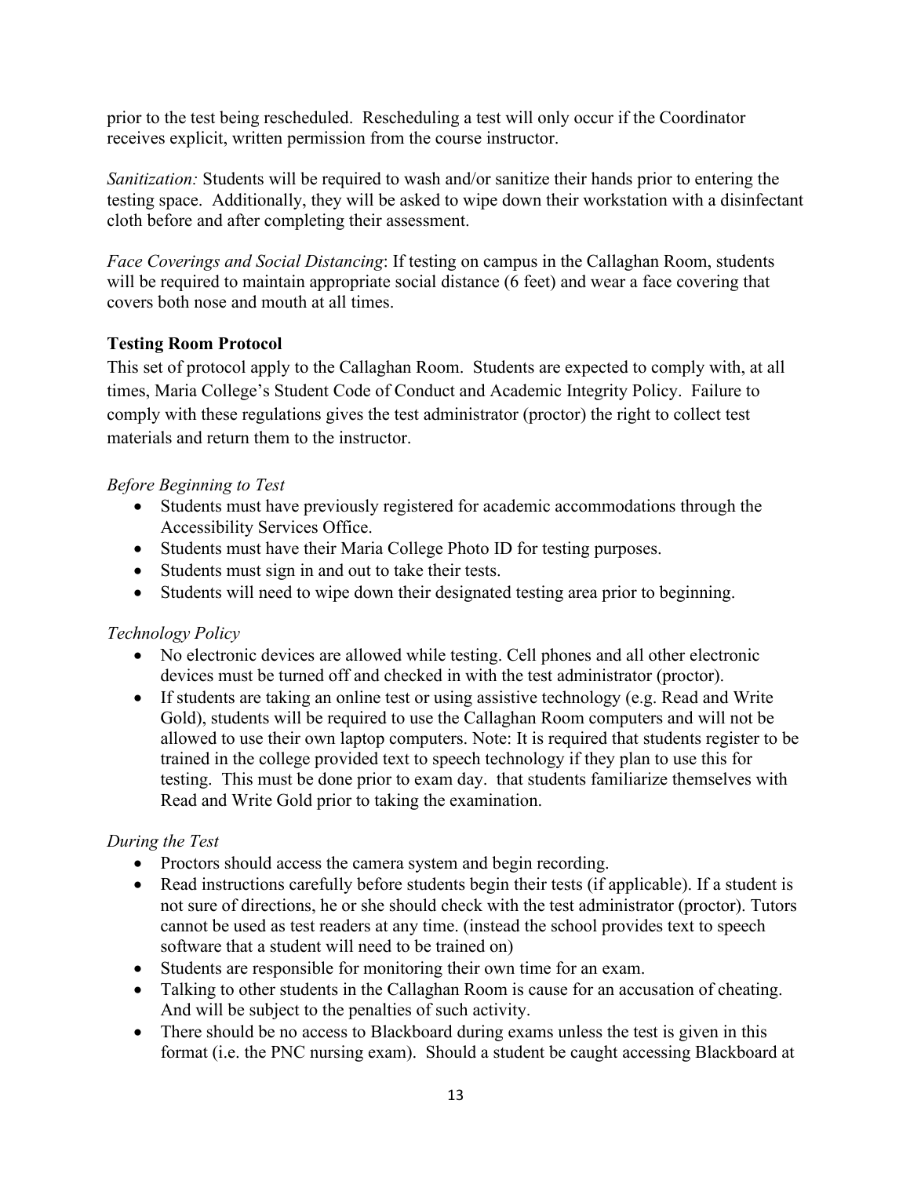prior to the test being rescheduled. Rescheduling a test will only occur if the Coordinator receives explicit, written permission from the course instructor.

*Sanitization:* Students will be required to wash and/or sanitize their hands prior to entering the testing space. Additionally, they will be asked to wipe down their workstation with a disinfectant cloth before and after completing their assessment.

*Face Coverings and Social Distancing*: If testing on campus in the Callaghan Room, students will be required to maintain appropriate social distance (6 feet) and wear a face covering that covers both nose and mouth at all times.

**Testing Room Protocol**

This set of protocol apply to the Callaghan Room. Students are expected to comply with, at all times, Maria College's Student Code of Conduct and Academic Integrity Policy. Failure to comply with these regulations gives the test administrator (proctor) the right to collect test materials and return them to the instructor.

*Before Beginning to Test*

- Students must have previously registered for academic accommodations through the Accessibility Services Office.
- Students must have their Maria College Photo ID for testing purposes.
- Students must sign in and out to take their tests.
- Students will need to wipe down their designated testing area prior to beginning.

*Technology Policy*

- No electronic devices are allowed while testing. Cell phones and all other electronic devices must be turned off and checked in with the test administrator (proctor).
- If students are taking an online test or using assistive technology (e.g. Read and Write Gold), students will be required to use the Callaghan Room computers and will not be allowed to use their own laptop computers. Note: It is required that students register to be trained in the college provided text to speech technology if they plan to use this for testing. This must be done prior to exam day. that students familiarize themselves with Read and Write Gold prior to taking the examination.

*During the Test*

- Proctors should access the camera system and begin recording.
- Read instructions carefully before students begin their tests (if applicable). If a student is not sure of directions, he or she should check with the test administrator (proctor). Tutors cannot be used as test readers at any time. (instead the school provides text to speech software that a student will need to be trained on)
- Students are responsible for monitoring their own time for an exam.
- Talking to other students in the Callaghan Room is cause for an accusation of cheating. And will be subject to the penalties of such activity.
- There should be no access to Blackboard during exams unless the test is given in this format (i.e. the PNC nursing exam). Should a student be caught accessing Blackboard at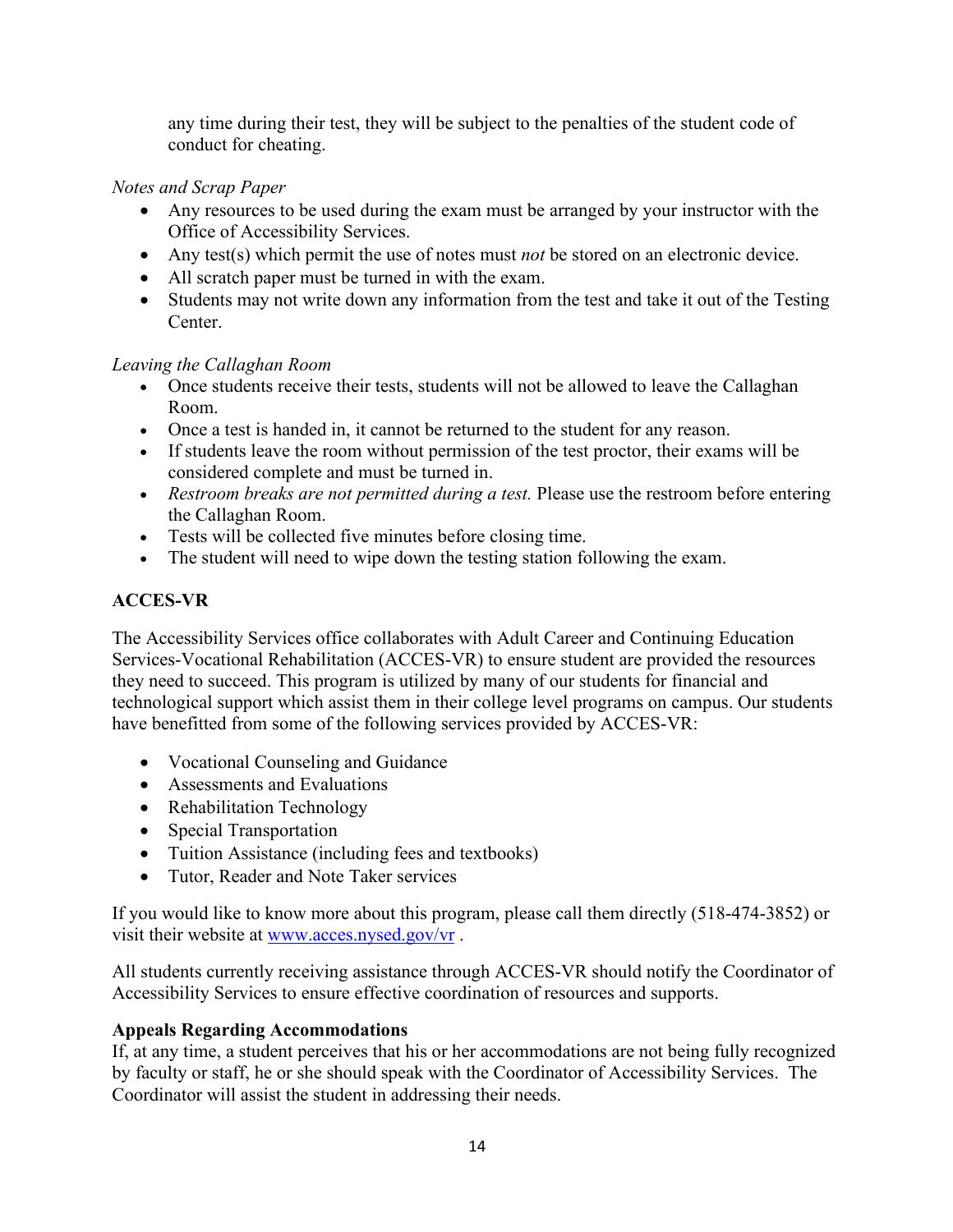any time during their test, they will be subject to the penalties of the student code of conduct for cheating.

*Notes and Scrap Paper*

- Any resources to be used during the exam must be arranged by your instructor with the Office of Accessibility Services.
- Any test(s) which permit the use of notes must *not* be stored on an electronic device.
- All scratch paper must be turned in with the exam.
- Students may not write down any information from the test and take it out of the Testing Center.

*Leaving the Callaghan Room*

- Once students receive their tests, students will not be allowed to leave the Callaghan Room.
- Once a test is handed in, it cannot be returned to the student for any reason.
- If students leave the room without permission of the test proctor, their exams will be considered complete and must be turned in.
- *Restroom breaks are not permitted during a test.* Please use the restroom before entering the Callaghan Room.
- Tests will be collected five minutes before closing time.
- The student will need to wipe down the testing station following the exam.

**ACCES-VR**

The Accessibility Services office collaborates with Adult Career and Continuing Education Services-Vocational Rehabilitation (ACCES-VR) to ensure student are provided the resources they need to succeed. This program is utilized by many of our students for financial and technological support which assist them in their college level programs on campus. Our students have benefitted from some of the following services provided by ACCES-VR:

- Vocational Counseling and Guidance
- Assessments and Evaluations
- Rehabilitation Technology
- Special Transportation
- Tuition Assistance (including fees and textbooks)
- Tutor, Reader and Note Taker services

If you would like to know more about this program, please call them directly (518-474-3852) or visit their website at [www.acces.nysed.gov/vr](http://www.acces.nysed.gov/vr) .

All students currently receiving assistance through ACCES-VR should notify the Coordinator of Accessibility Services to ensure effective coordination of resources and supports.

**Appeals Regarding Accommodations**

If, at any time, a student perceives that his or her accommodations are not being fully recognized by faculty or staff, he or she should speak with the Coordinator of Accessibility Services. The Coordinator will assist the student in addressing their needs.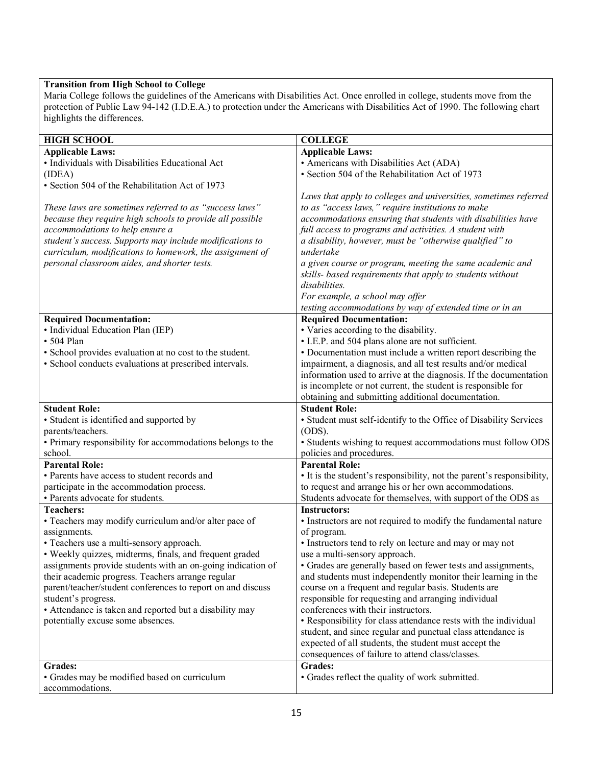**Transition from High School to College**

Maria College follows the guidelines of the Americans with Disabilities Act. Once enrolled in college, students move from the protection of Public Law 94-142 (I.D.E.A.) to protection under the Americans with Disabilities Act of 1990. The following chart highlights the differences.

| HIGH SCHOOL | COLLEGE |
|---|---|
| **Applicable Laws:**<br>• Individuals with Disabilities Educational Act (IDEA)<br>• Section 504 of the Rehabilitation Act of 1973<br><br>*These laws are sometimes referred to as "success laws" because they require high schools to provide all possible accommodations to help ensure a student's success. Supports may include modifications to curriculum, modifications to homework, the assignment of personal classroom aides, and shorter tests.* | **Applicable Laws:**<br>• Americans with Disabilities Act (ADA)<br>• Section 504 of the Rehabilitation Act of 1973<br><br>*Laws that apply to colleges and universities, sometimes referred to as "access laws," require institutions to make accommodations ensuring that students with disabilities have full access to programs and activities. A student with a disability, however, must be "otherwise qualified" to undertake a given course or program, meeting the same academic and skills- based requirements that apply to students without disabilities.*<br>*For example, a school may offer testing accommodations by way of extended time or in an* |
| **Required Documentation:**<br>• Individual Education Plan (IEP)<br>• 504 Plan<br>• School provides evaluation at no cost to the student.<br>• School conducts evaluations at prescribed intervals. | **Required Documentation:**<br>• Varies according to the disability.<br>• I.E.P. and 504 plans alone are not sufficient.<br>• Documentation must include a written report describing the impairment, a diagnosis, and all test results and/or medical information used to arrive at the diagnosis. If the documentation is incomplete or not current, the student is responsible for obtaining and submitting additional documentation. |
| **Student Role:**<br>• Student is identified and supported by parents/teachers.<br>• Primary responsibility for accommodations belongs to the school. | **Student Role:**<br>• Student must self-identify to the Office of Disability Services (ODS).<br>• Students wishing to request accommodations must follow ODS policies and procedures. |
| **Parental Role:**<br>• Parents have access to student records and participate in the accommodation process.<br>• Parents advocate for students. | **Parental Role:**<br>• It is the student's responsibility, not the parent's responsibility, to request and arrange his or her own accommodations. Students advocate for themselves, with support of the ODS as |
| **Teachers:**<br>• Teachers may modify curriculum and/or alter pace of assignments.<br>• Teachers use a multi-sensory approach.<br>• Weekly quizzes, midterms, finals, and frequent graded assignments provide students with an on-going indication of their academic progress. Teachers arrange regular parent/teacher/student conferences to report on and discuss student's progress.<br>• Attendance is taken and reported but a disability may potentially excuse some absences. | **Instructors:**<br>• Instructors are not required to modify the fundamental nature of program.<br>• Instructors tend to rely on lecture and may or may not use a multi-sensory approach.<br>• Grades are generally based on fewer tests and assignments, and students must independently monitor their learning in the course on a frequent and regular basis. Students are responsible for requesting and arranging individual conferences with their instructors.<br>• Responsibility for class attendance rests with the individual student, and since regular and punctual class attendance is expected of all students, the student must accept the consequences of failure to attend class/classes. |
| **Grades:**<br>• Grades may be modified based on curriculum accommodations. | **Grades:**<br>• Grades reflect the quality of work submitted. |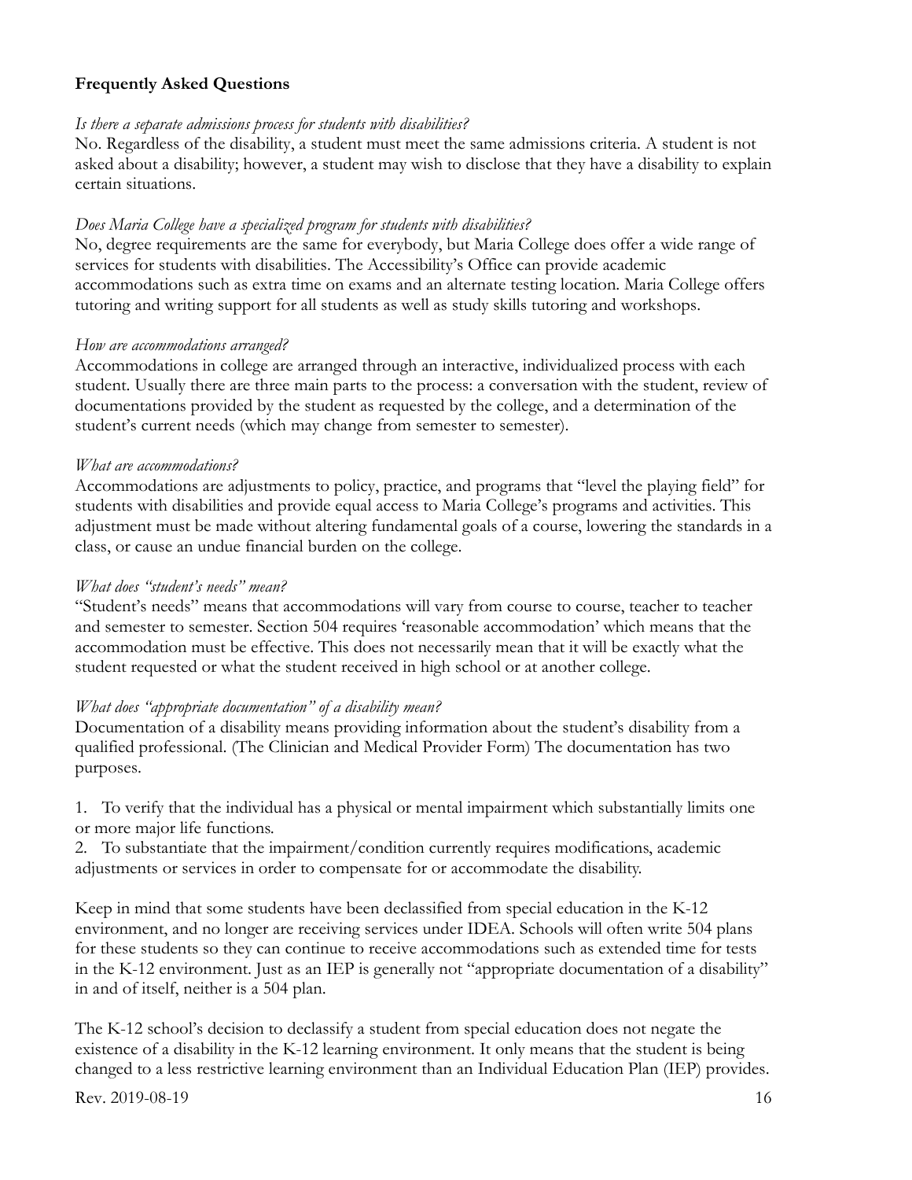**Frequently Asked Questions**

*Is there a separate admissions process for students with disabilities?*

No. Regardless of the disability, a student must meet the same admissions criteria. A student is not asked about a disability; however, a student may wish to disclose that they have a disability to explain certain situations.

*Does Maria College have a specialized program for students with disabilities?*

No, degree requirements are the same for everybody, but Maria College does offer a wide range of services for students with disabilities. The Accessibility's Office can provide academic accommodations such as extra time on exams and an alternate testing location. Maria College offers tutoring and writing support for all students as well as study skills tutoring and workshops.

*How are accommodations arranged?*

Accommodations in college are arranged through an interactive, individualized process with each student. Usually there are three main parts to the process: a conversation with the student, review of documentations provided by the student as requested by the college, and a determination of the student's current needs (which may change from semester to semester).

*What are accommodations?*

Accommodations are adjustments to policy, practice, and programs that "level the playing field" for students with disabilities and provide equal access to Maria College's programs and activities. This adjustment must be made without altering fundamental goals of a course, lowering the standards in a class, or cause an undue financial burden on the college.

*What does "student's needs" mean?*

"Student's needs" means that accommodations will vary from course to course, teacher to teacher and semester to semester. Section 504 requires 'reasonable accommodation' which means that the accommodation must be effective. This does not necessarily mean that it will be exactly what the student requested or what the student received in high school or at another college.

*What does "appropriate documentation" of a disability mean?*

Documentation of a disability means providing information about the student's disability from a qualified professional. (The Clinician and Medical Provider Form) The documentation has two purposes.

1. To verify that the individual has a physical or mental impairment which substantially limits one or more major life functions.
2. To substantiate that the impairment/condition currently requires modifications, academic adjustments or services in order to compensate for or accommodate the disability.

Keep in mind that some students have been declassified from special education in the K-12 environment, and no longer are receiving services under IDEA. Schools will often write 504 plans for these students so they can continue to receive accommodations such as extended time for tests in the K-12 environment. Just as an IEP is generally not "appropriate documentation of a disability" in and of itself, neither is a 504 plan.

The K-12 school's decision to declassify a student from special education does not negate the existence of a disability in the K-12 learning environment. It only means that the student is being changed to a less restrictive learning environment than an Individual Education Plan (IEP) provides.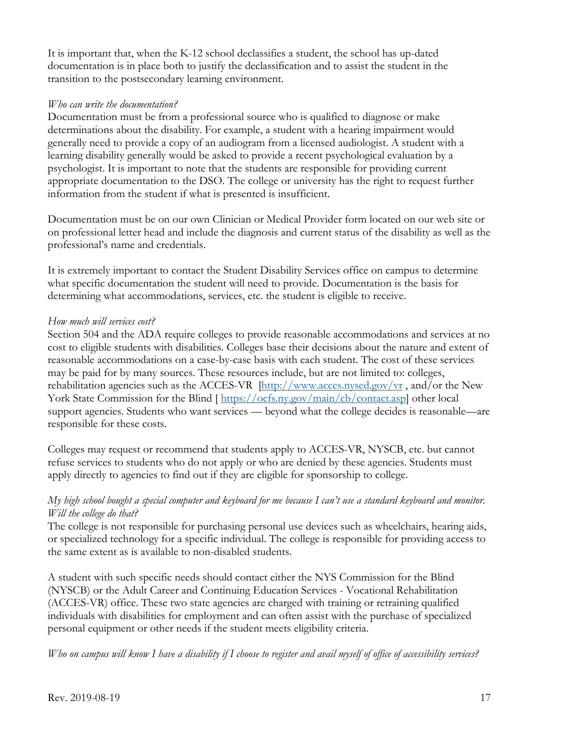It is important that, when the K-12 school declassifies a student, the school has up-dated documentation is in place both to justify the declassification and to assist the student in the transition to the postsecondary learning environment.

*Who can write the documentation?*

Documentation must be from a professional source who is qualified to diagnose or make determinations about the disability. For example, a student with a hearing impairment would generally need to provide a copy of an audiogram from a licensed audiologist. A student with a learning disability generally would be asked to provide a recent psychological evaluation by a psychologist. It is important to note that the students are responsible for providing current appropriate documentation to the DSO. The college or university has the right to request further information from the student if what is presented is insufficient.

Documentation must be on our own Clinician or Medical Provider form located on our web site or on professional letter head and include the diagnosis and current status of the disability as well as the professional's name and credentials.

It is extremely important to contact the Student Disability Services office on campus to determine what specific documentation the student will need to provide. Documentation is the basis for determining what accommodations, services, etc. the student is eligible to receive.

*How much will services cost?*

Section 504 and the ADA require colleges to provide reasonable accommodations and services at no cost to eligible students with disabilities. Colleges base their decisions about the nature and extent of reasonable accommodations on a case-by-case basis with each student. The cost of these services may be paid for by many sources. These resources include, but are not limited to: colleges, rehabilitation agencies such as the ACCES-VR [[http://www.acces.nysed.gov/vr](http://www.acces.nysed.gov/vr) , and/or the New York State Commission for the Blind [ [https://ocfs.ny.gov/main/cb/contact.asp](https://ocfs.ny.gov/main/cb/contact.asp)] other local support agencies. Students who want services — beyond what the college decides is reasonable—are responsible for these costs.

Colleges may request or recommend that students apply to ACCES-VR, NYSCB, etc. but cannot refuse services to students who do not apply or who are denied by these agencies. Students must apply directly to agencies to find out if they are eligible for sponsorship to college.

*My high school bought a special computer and keyboard for me because I can't use a standard keyboard and monitor. Will the college do that?*

The college is not responsible for purchasing personal use devices such as wheelchairs, hearing aids, or specialized technology for a specific individual. The college is responsible for providing access to the same extent as is available to non-disabled students.

A student with such specific needs should contact either the NYS Commission for the Blind (NYSCB) or the Adult Career and Continuing Education Services - Vocational Rehabilitation (ACCES-VR) office. These two state agencies are charged with training or retraining qualified individuals with disabilities for employment and can often assist with the purchase of specialized personal equipment or other needs if the student meets eligibility criteria.

*Who on campus will know I have a disability if I choose to register and avail myself of office of accessibility services?*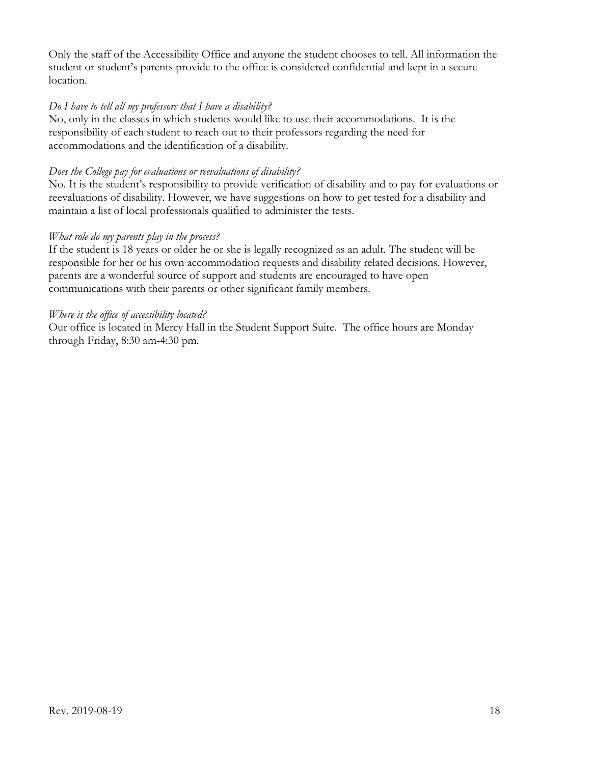Only the staff of the Accessibility Office and anyone the student chooses to tell. All information the student or student's parents provide to the office is considered confidential and kept in a secure location.

*Do I have to tell all my professors that I have a disability?*

No, only in the classes in which students would like to use their accommodations. It is the responsibility of each student to reach out to their professors regarding the need for accommodations and the identification of a disability.

*Does the College pay for evaluations or reevaluations of disability?*

No. It is the student's responsibility to provide verification of disability and to pay for evaluations or reevaluations of disability. However, we have suggestions on how to get tested for a disability and maintain a list of local professionals qualified to administer the tests.

*What role do my parents play in the process?*

If the student is 18 years or older he or she is legally recognized as an adult. The student will be responsible for her or his own accommodation requests and disability related decisions. However, parents are a wonderful source of support and students are encouraged to have open communications with their parents or other significant family members.

*Where is the office of accessibility located?*

Our office is located in Mercy Hall in the Student Support Suite. The office hours are Monday through Friday, 8:30 am-4:30 pm.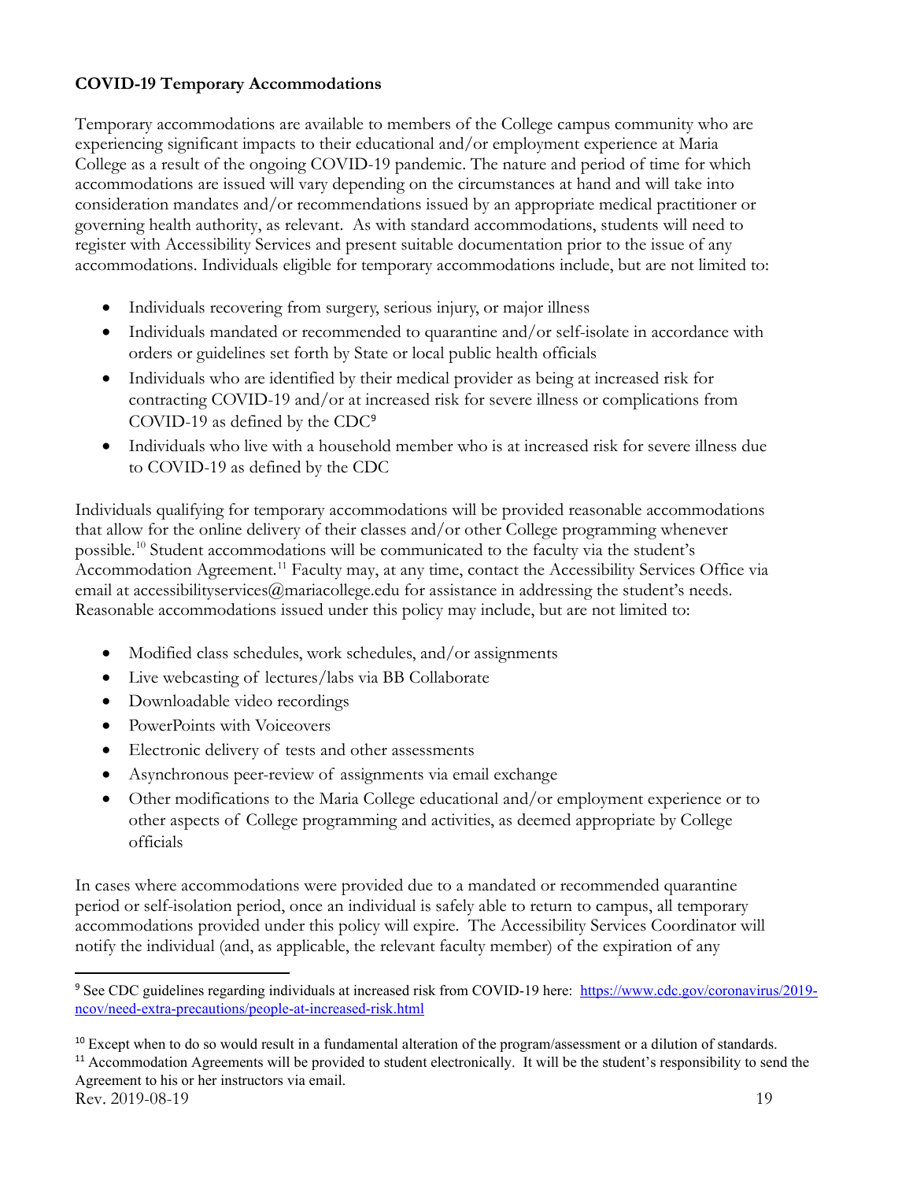**COVID-19 Temporary Accommodations**

Temporary accommodations are available to members of the College campus community who are experiencing significant impacts to their educational and/or employment experience at Maria College as a result of the ongoing COVID-19 pandemic. The nature and period of time for which accommodations are issued will vary depending on the circumstances at hand and will take into consideration mandates and/or recommendations issued by an appropriate medical practitioner or governing health authority, as relevant. As with standard accommodations, students will need to register with Accessibility Services and present suitable documentation prior to the issue of any accommodations. Individuals eligible for temporary accommodations include, but are not limited to:

- Individuals recovering from surgery, serious injury, or major illness
- Individuals mandated or recommended to quarantine and/or self-isolate in accordance with orders or guidelines set forth by State or local public health officials
- Individuals who are identified by their medical provider as being at increased risk for contracting COVID-19 and/or at increased risk for severe illness or complications from COVID-19 as defined by the CDC[9]
- Individuals who live with a household member who is at increased risk for severe illness due to COVID-19 as defined by the CDC

Individuals qualifying for temporary accommodations will be provided reasonable accommodations that allow for the online delivery of their classes and/or other College programming whenever possible.[10] Student accommodations will be communicated to the faculty via the student's Accommodation Agreement.[11] Faculty may, at any time, contact the Accessibility Services Office via email at accessibilityservices@mariacollege.edu for assistance in addressing the student's needs. Reasonable accommodations issued under this policy may include, but are not limited to:

- Modified class schedules, work schedules, and/or assignments
- Live webcasting of lectures/labs via BB Collaborate
- Downloadable video recordings
- PowerPoints with Voiceovers
- Electronic delivery of tests and other assessments
- Asynchronous peer-review of assignments via email exchange
- Other modifications to the Maria College educational and/or employment experience or to other aspects of College programming and activities, as deemed appropriate by College officials

In cases where accommodations were provided due to a mandated or recommended quarantine period or self-isolation period, once an individual is safely able to return to campus, all temporary accommodations provided under this policy will expire. The Accessibility Services Coordinator will notify the individual (and, as applicable, the relevant faculty member) of the expiration of any

---

[9] See CDC guidelines regarding individuals at increased risk from COVID-19 here: https://www.cdc.gov/coronavirus/2019-ncov/need-extra-precautions/people-at-increased-risk.html

[10] Except when to do so would result in a fundamental alteration of the program/assessment or a dilution of standards.

[11] Accommodation Agreements will be provided to student electronically. It will be the student's responsibility to send the Agreement to his or her instructors via email.

Rev. 2019-08-19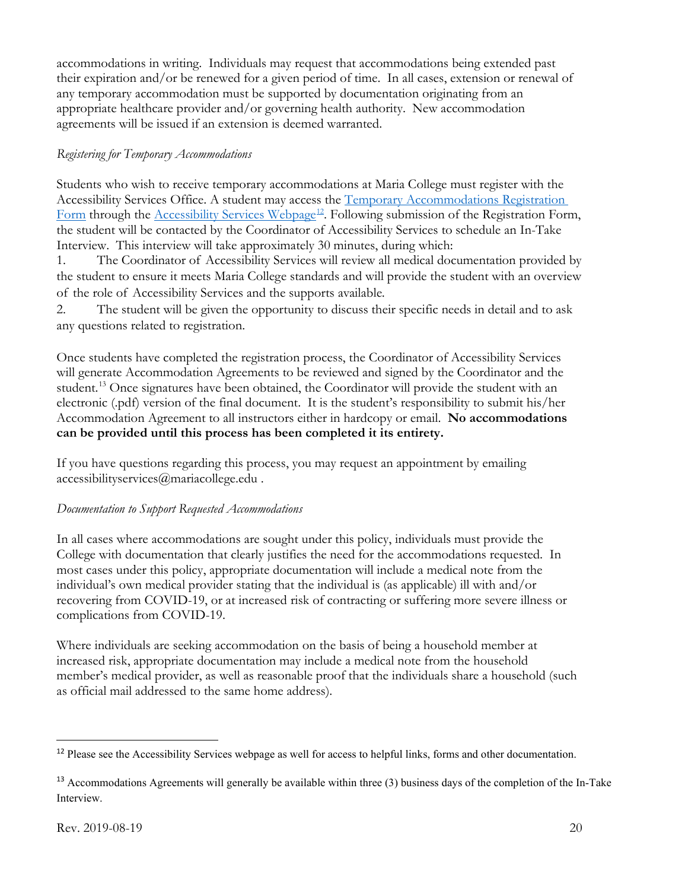accommodations in writing. Individuals may request that accommodations being extended past their expiration and/or be renewed for a given period of time. In all cases, extension or renewal of any temporary accommodation must be supported by documentation originating from an appropriate healthcare provider and/or governing health authority. New accommodation agreements will be issued if an extension is deemed warranted.

*Registering for Temporary Accommodations*

Students who wish to receive temporary accommodations at Maria College must register with the Accessibility Services Office. A student may access the Temporary Accommodations Registration Form through the Accessibility Services Webpage[12]. Following submission of the Registration Form, the student will be contacted by the Coordinator of Accessibility Services to schedule an In-Take Interview. This interview will take approximately 30 minutes, during which:

1. The Coordinator of Accessibility Services will review all medical documentation provided by the student to ensure it meets Maria College standards and will provide the student with an overview of the role of Accessibility Services and the supports available.
2. The student will be given the opportunity to discuss their specific needs in detail and to ask any questions related to registration.

Once students have completed the registration process, the Coordinator of Accessibility Services will generate Accommodation Agreements to be reviewed and signed by the Coordinator and the student.[13] Once signatures have been obtained, the Coordinator will provide the student with an electronic (.pdf) version of the final document. It is the student's responsibility to submit his/her Accommodation Agreement to all instructors either in hardcopy or email. **No accommodations can be provided until this process has been completed it its entirety.**

If you have questions regarding this process, you may request an appointment by emailing accessibilityservices@mariacollege.edu .

*Documentation to Support Requested Accommodations*

In all cases where accommodations are sought under this policy, individuals must provide the College with documentation that clearly justifies the need for the accommodations requested. In most cases under this policy, appropriate documentation will include a medical note from the individual's own medical provider stating that the individual is (as applicable) ill with and/or recovering from COVID-19, or at increased risk of contracting or suffering more severe illness or complications from COVID-19.

Where individuals are seeking accommodation on the basis of being a household member at increased risk, appropriate documentation may include a medical note from the household member's medical provider, as well as reasonable proof that the individuals share a household (such as official mail addressed to the same home address).

---

[12] Please see the Accessibility Services webpage as well for access to helpful links, forms and other documentation.

[13] Accommodations Agreements will generally be available within three (3) business days of the completion of the In-Take Interview.

Rev. 2019-08-19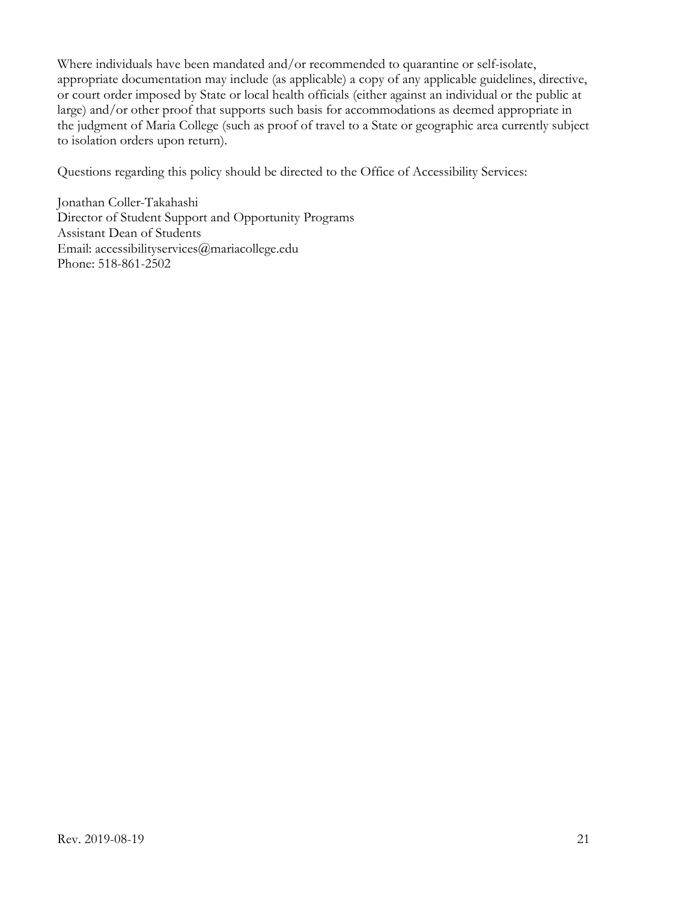Where individuals have been mandated and/or recommended to quarantine or self-isolate, appropriate documentation may include (as applicable) a copy of any applicable guidelines, directive, or court order imposed by State or local health officials (either against an individual or the public at large) and/or other proof that supports such basis for accommodations as deemed appropriate in the judgment of Maria College (such as proof of travel to a State or geographic area currently subject to isolation orders upon return).

Questions regarding this policy should be directed to the Office of Accessibility Services:

Jonathan Coller-Takahashi
Director of Student Support and Opportunity Programs
Assistant Dean of Students
Email: accessibilityservices@mariacollege.edu
Phone: 518-861-2502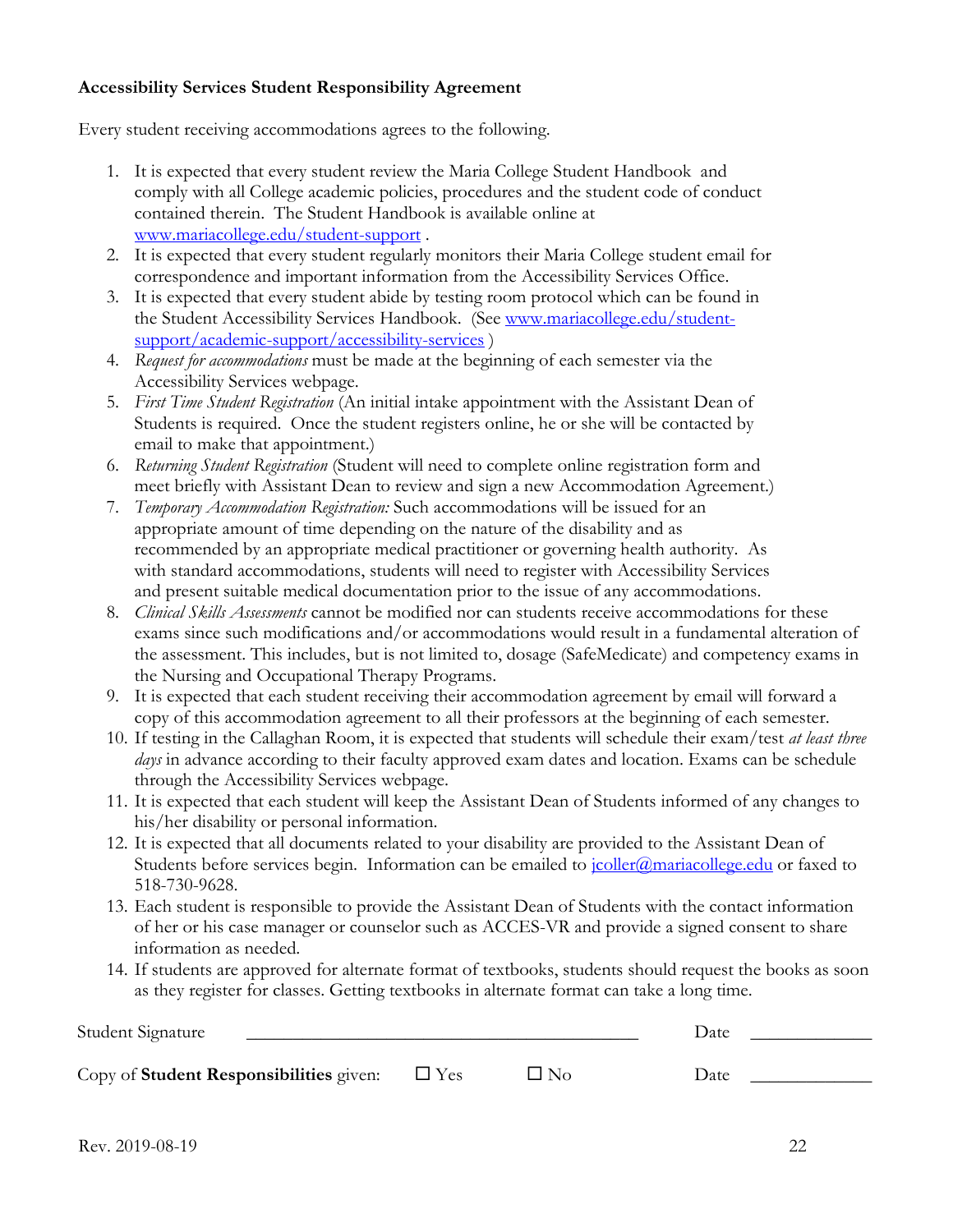**Accessibility Services Student Responsibility Agreement**

Every student receiving accommodations agrees to the following.

1. It is expected that every student review the Maria College Student Handbook and comply with all College academic policies, procedures and the student code of conduct contained therein. The Student Handbook is available online at [www.mariacollege.edu/student-support](www.mariacollege.edu/student-support) .
2. It is expected that every student regularly monitors their Maria College student email for correspondence and important information from the Accessibility Services Office.
3. It is expected that every student abide by testing room protocol which can be found in the Student Accessibility Services Handbook. (See [www.mariacollege.edu/student-support/academic-support/accessibility-services](www.mariacollege.edu/student-support/academic-support/accessibility-services) )
4. *Request for accommodations* must be made at the beginning of each semester via the Accessibility Services webpage.
5. *First Time Student Registration* (An initial intake appointment with the Assistant Dean of Students is required. Once the student registers online, he or she will be contacted by email to make that appointment.)
6. *Returning Student Registration* (Student will need to complete online registration form and meet briefly with Assistant Dean to review and sign a new Accommodation Agreement.)
7. *Temporary Accommodation Registration:* Such accommodations will be issued for an appropriate amount of time depending on the nature of the disability and as recommended by an appropriate medical practitioner or governing health authority. As with standard accommodations, students will need to register with Accessibility Services and present suitable medical documentation prior to the issue of any accommodations.
8. *Clinical Skills Assessments* cannot be modified nor can students receive accommodations for these exams since such modifications and/or accommodations would result in a fundamental alteration of the assessment. This includes, but is not limited to, dosage (SafeMedicate) and competency exams in the Nursing and Occupational Therapy Programs.
9. It is expected that each student receiving their accommodation agreement by email will forward a copy of this accommodation agreement to all their professors at the beginning of each semester.
10. If testing in the Callaghan Room, it is expected that students will schedule their exam/test *at least three days* in advance according to their faculty approved exam dates and location. Exams can be schedule through the Accessibility Services webpage.
11. It is expected that each student will keep the Assistant Dean of Students informed of any changes to his/her disability or personal information.
12. It is expected that all documents related to your disability are provided to the Assistant Dean of Students before services begin. Information can be emailed to [jcoller@mariacollege.edu](mailto:jcoller@mariacollege.edu) or faxed to 518-730-9628.
13. Each student is responsible to provide the Assistant Dean of Students with the contact information of her or his case manager or counselor such as ACCES-VR and provide a signed consent to share information as needed.
14. If students are approved for alternate format of textbooks, students should request the books as soon as they register for classes. Getting textbooks in alternate format can take a long time.

Student Signature \_\_\_\_\_\_\_\_\_\_\_\_\_\_\_\_\_\_\_\_\_\_\_\_\_\_\_\_\_\_\_\_\_\_\_\_\_\_\_\_ Date \_\_\_\_\_\_\_\_\_\_\_\_

Copy of **Student Responsibilities** given: ☐ Yes ☐ No Date \_\_\_\_\_\_\_\_\_\_\_\_

Rev. 2019-08-19